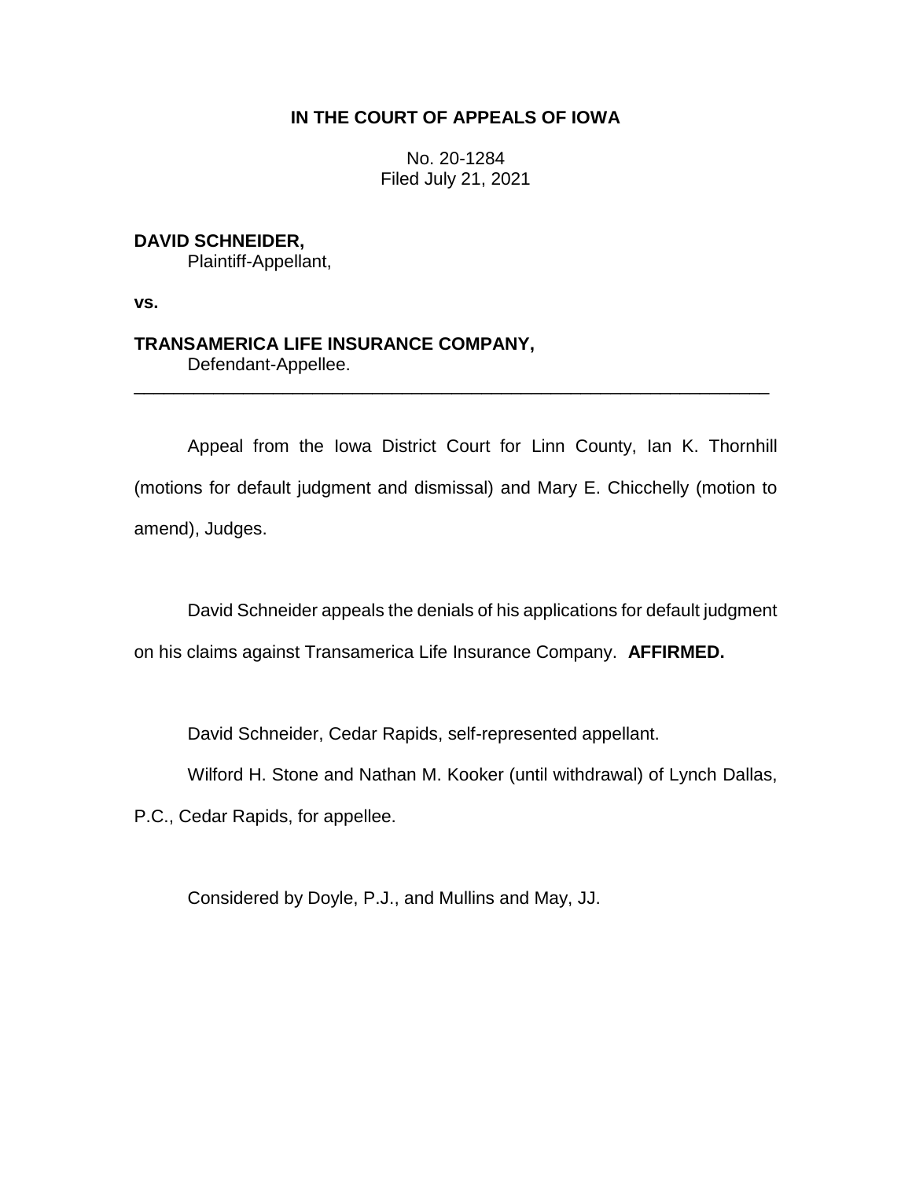**IN THE COURT OF APPEALS OF IOWA**

No. 20-1284
Filed July 21, 2021

**DAVID SCHNEIDER,**
Plaintiff-Appellant,

**vs.**

**TRANSAMERICA LIFE INSURANCE COMPANY,**
Defendant-Appellee.

---

Appeal from the Iowa District Court for Linn County, Ian K. Thornhill (motions for default judgment and dismissal) and Mary E. Chicchelly (motion to amend), Judges.

David Schneider appeals the denials of his applications for default judgment on his claims against Transamerica Life Insurance Company. **AFFIRMED.**

David Schneider, Cedar Rapids, self-represented appellant.

Wilford H. Stone and Nathan M. Kooker (until withdrawal) of Lynch Dallas, P.C., Cedar Rapids, for appellee.

Considered by Doyle, P.J., and Mullins and May, JJ.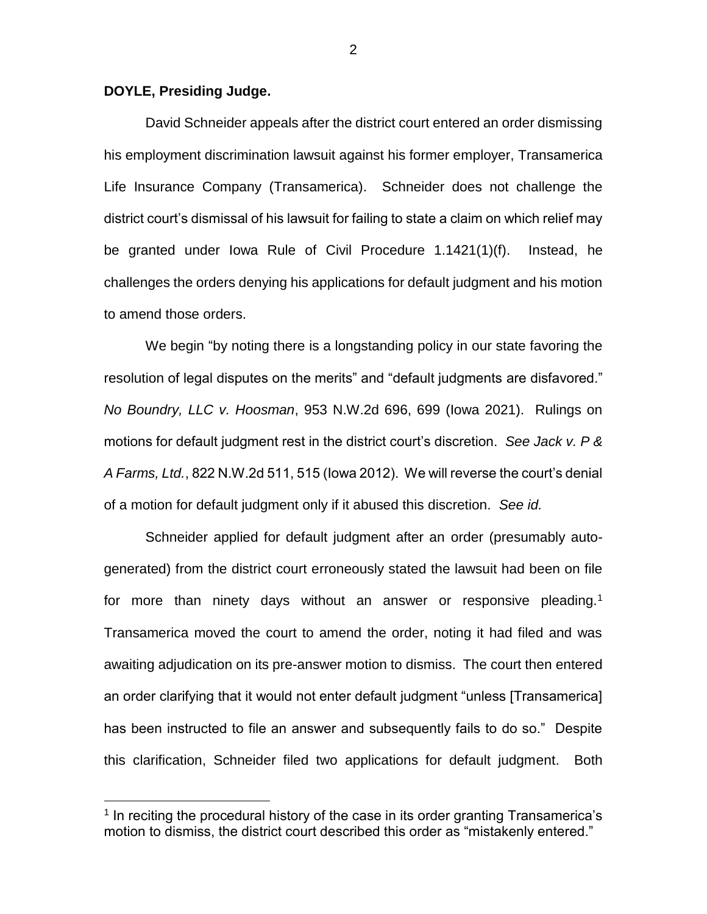**DOYLE, Presiding Judge.**

David Schneider appeals after the district court entered an order dismissing his employment discrimination lawsuit against his former employer, Transamerica Life Insurance Company (Transamerica). Schneider does not challenge the district court's dismissal of his lawsuit for failing to state a claim on which relief may be granted under Iowa Rule of Civil Procedure 1.1421(1)(f). Instead, he challenges the orders denying his applications for default judgment and his motion to amend those orders.

We begin "by noting there is a longstanding policy in our state favoring the resolution of legal disputes on the merits" and "default judgments are disfavored." *No Boundry, LLC v. Hoosman*, 953 N.W.2d 696, 699 (Iowa 2021). Rulings on motions for default judgment rest in the district court's discretion. *See Jack v. P & A Farms, Ltd.*, 822 N.W.2d 511, 515 (Iowa 2012). We will reverse the court's denial of a motion for default judgment only if it abused this discretion. *See id.*

Schneider applied for default judgment after an order (presumably auto-generated) from the district court erroneously stated the lawsuit had been on file for more than ninety days without an answer or responsive pleading.[1] Transamerica moved the court to amend the order, noting it had filed and was awaiting adjudication on its pre-answer motion to dismiss. The court then entered an order clarifying that it would not enter default judgment "unless [Transamerica] has been instructed to file an answer and subsequently fails to do so." Despite this clarification, Schneider filed two applications for default judgment. Both

[1] In reciting the procedural history of the case in its order granting Transamerica's motion to dismiss, the district court described this order as "mistakenly entered."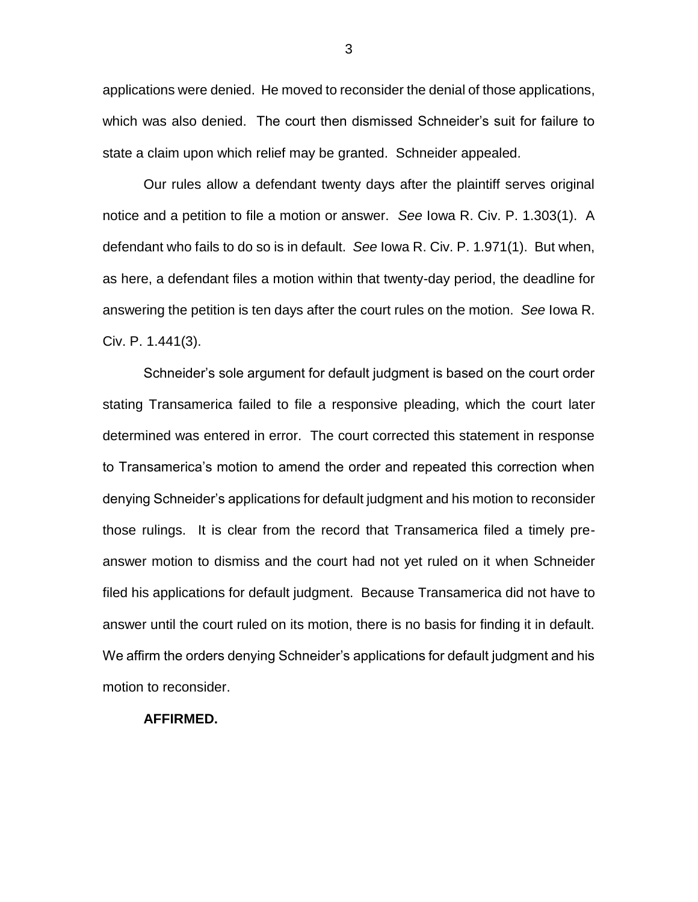applications were denied. He moved to reconsider the denial of those applications, which was also denied. The court then dismissed Schneider's suit for failure to state a claim upon which relief may be granted. Schneider appealed.

Our rules allow a defendant twenty days after the plaintiff serves original notice and a petition to file a motion or answer. *See* Iowa R. Civ. P. 1.303(1). A defendant who fails to do so is in default. *See* Iowa R. Civ. P. 1.971(1). But when, as here, a defendant files a motion within that twenty-day period, the deadline for answering the petition is ten days after the court rules on the motion. *See* Iowa R. Civ. P. 1.441(3).

Schneider's sole argument for default judgment is based on the court order stating Transamerica failed to file a responsive pleading, which the court later determined was entered in error. The court corrected this statement in response to Transamerica's motion to amend the order and repeated this correction when denying Schneider's applications for default judgment and his motion to reconsider those rulings. It is clear from the record that Transamerica filed a timely pre-answer motion to dismiss and the court had not yet ruled on it when Schneider filed his applications for default judgment. Because Transamerica did not have to answer until the court ruled on its motion, there is no basis for finding it in default. We affirm the orders denying Schneider's applications for default judgment and his motion to reconsider.

**AFFIRMED.**